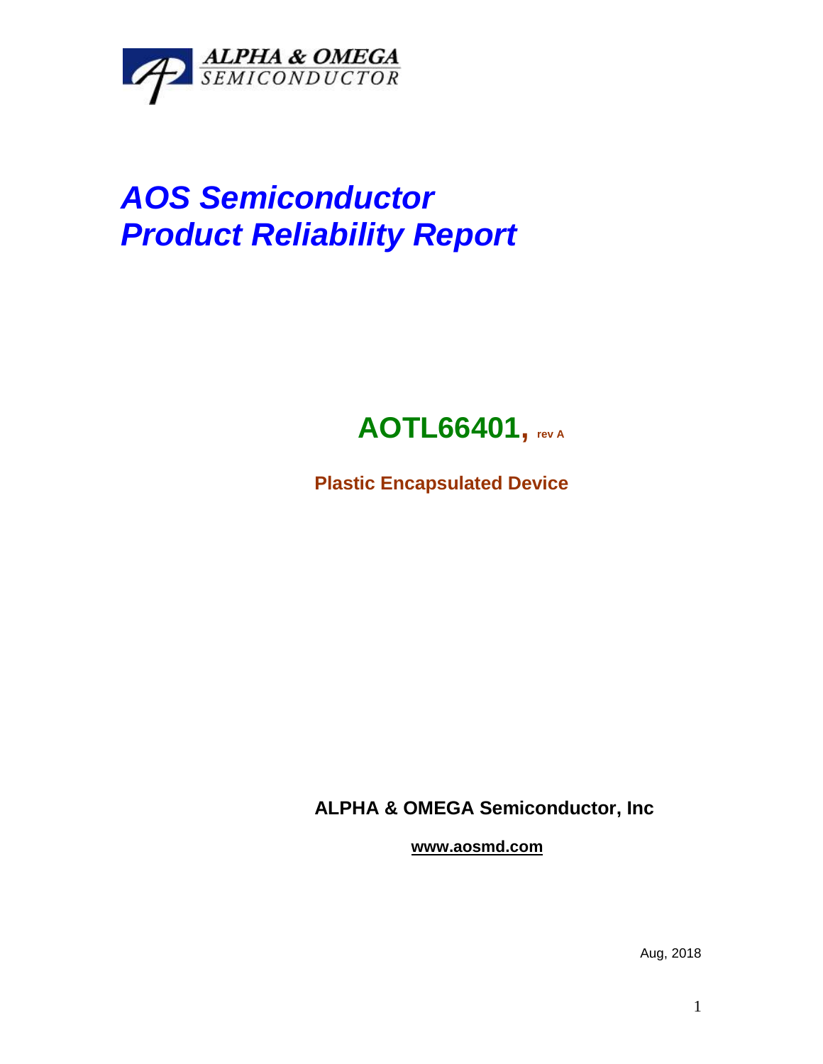ALPHA & OMEGA
SEMICONDUCTOR

# *AOS Semiconductor*
# *Product Reliability Report*

## AOTL66401, rev A

**Plastic Encapsulated Device**

**ALPHA & OMEGA Semiconductor, Inc**

**www.aosmd.com**

Aug, 2018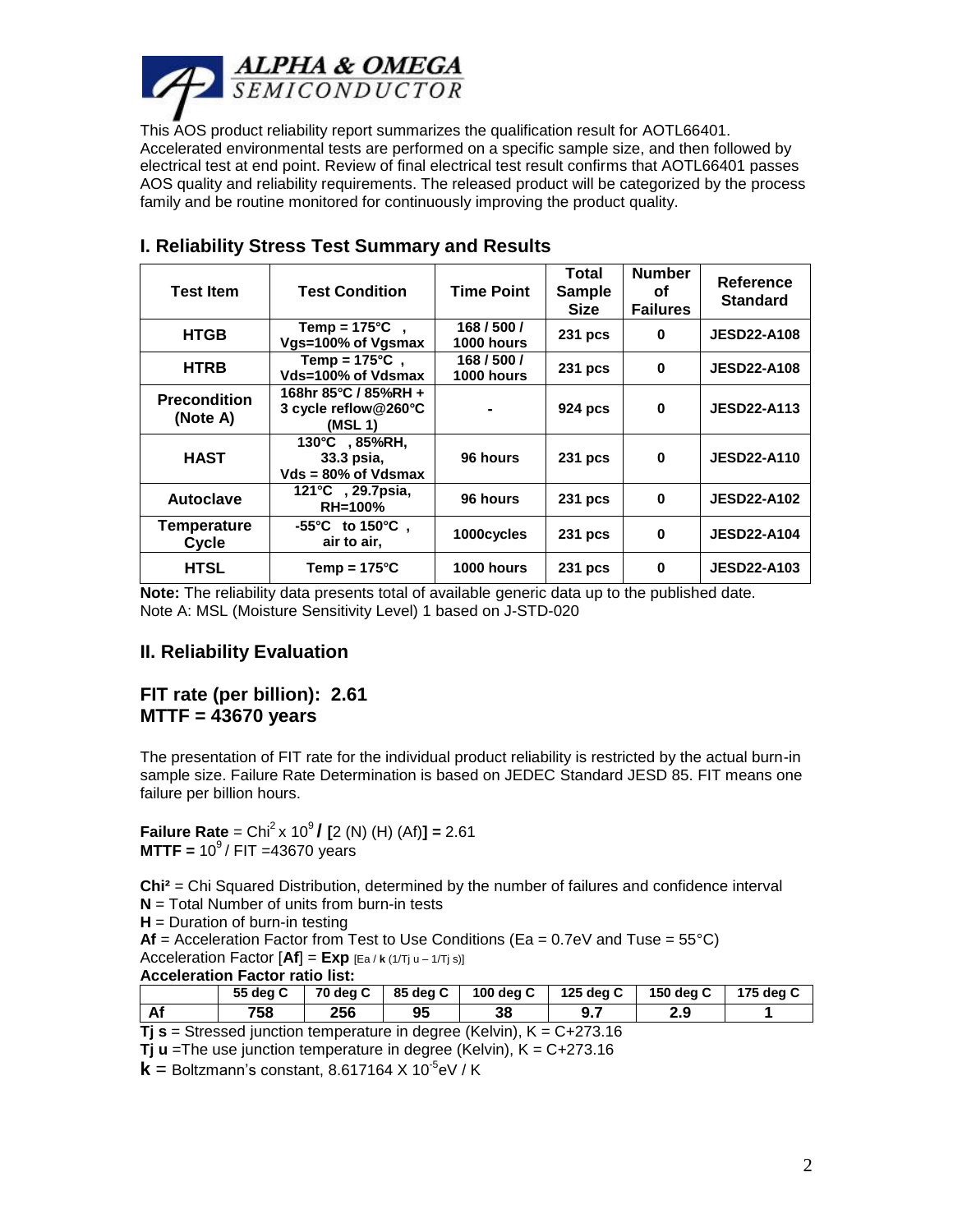This AOS product reliability report summarizes the qualification result for AOTL66401. Accelerated environmental tests are performed on a specific sample size, and then followed by electrical test at end point. Review of final electrical test result confirms that AOTL66401 passes AOS quality and reliability requirements. The released product will be categorized by the process family and be routine monitored for continuously improving the product quality.

## I. Reliability Stress Test Summary and Results

| Test Item | Test Condition | Time Point | Total Sample Size | Number of Failures | Reference Standard |
|---|---|---|---|---|---|
| HTGB | Temp = 175°C , Vgs=100% of Vgsmax | 168 / 500 / 1000 hours | 231 pcs | 0 | JESD22-A108 |
| HTRB | Temp = 175°C , Vds=100% of Vdsmax | 168 / 500 / 1000 hours | 231 pcs | 0 | JESD22-A108 |
| Precondition (Note A) | 168hr 85°C / 85%RH + 3 cycle reflow@260°C (MSL 1) | - | 924 pcs | 0 | JESD22-A113 |
| HAST | 130°C , 85%RH, 33.3 psia, Vds = 80% of Vdsmax | 96 hours | 231 pcs | 0 | JESD22-A110 |
| Autoclave | 121°C , 29.7psia, RH=100% | 96 hours | 231 pcs | 0 | JESD22-A102 |
| Temperature Cycle | -55°C to 150°C , air to air, | 1000cycles | 231 pcs | 0 | JESD22-A104 |
| HTSL | Temp = 175°C | 1000 hours | 231 pcs | 0 | JESD22-A103 |

**Note:** The reliability data presents total of available generic data up to the published date.
Note A: MSL (Moisture Sensitivity Level) 1 based on J-STD-020

## II. Reliability Evaluation

### FIT rate (per billion): 2.61
### MTTF = 43670 years

The presentation of FIT rate for the individual product reliability is restricted by the actual burn-in sample size. Failure Rate Determination is based on JEDEC Standard JESD 85. FIT means one failure per billion hours.

**Failure Rate** = $Chi^2 \times 10^9$ **/ [**2 (N) (H) (Af)**] =** 2.61
**MTTF =** $10^9$ / FIT =43670 years

**Chi²** = Chi Squared Distribution, determined by the number of failures and confidence interval
**N** = Total Number of units from burn-in tests
**H** = Duration of burn-in testing
**Af** = Acceleration Factor from Test to Use Conditions (Ea = 0.7eV and Tuse = 55°C)
Acceleration Factor [**Af**] = **Exp** [Ea / **k** (1/Tj u – 1/Tj s)]
**Acceleration Factor ratio list:**

| | 55 deg C | 70 deg C | 85 deg C | 100 deg C | 125 deg C | 150 deg C | 175 deg C |
|---|---|---|---|---|---|---|---|
| Af | 758 | 256 | 95 | 38 | 9.7 | 2.9 | 1 |

**Tj s** = Stressed junction temperature in degree (Kelvin), K = C+273.16
**Tj u** =The use junction temperature in degree (Kelvin), K = C+273.16
**k** = Boltzmann's constant, 8.617164 X $10^{-5}$eV / K